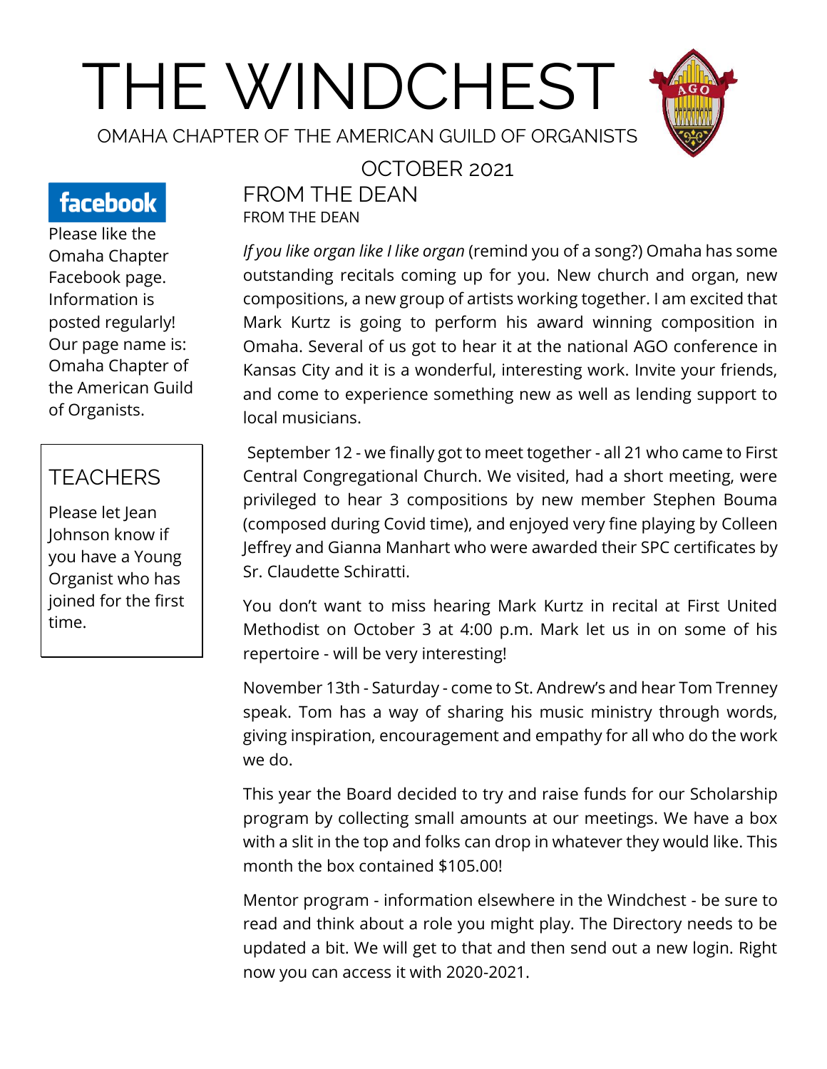# THE WINDCHEST

OMAHA CHAPTER OF THE AMERICAN GUILD OF ORGANISTS

OCTOBER 2021

facebook

Please like the Omaha Chapter Facebook page. Information is posted regularly! Our page name is: Omaha Chapter of the American Guild of Organists.

## TEACHERS

Please let Jean Johnson know if you have a Young Organist who has joined for the first time.

## FROM THE DEAN

FROM THE DEAN

*If you like organ like I like organ* (remind you of a song?) Omaha has some outstanding recitals coming up for you. New church and organ, new compositions, a new group of artists working together. I am excited that Mark Kurtz is going to perform his award winning composition in Omaha. Several of us got to hear it at the national AGO conference in Kansas City and it is a wonderful, interesting work. Invite your friends, and come to experience something new as well as lending support to local musicians.

September 12 - we finally got to meet together - all 21 who came to First Central Congregational Church. We visited, had a short meeting, were privileged to hear 3 compositions by new member Stephen Bouma (composed during Covid time), and enjoyed very fine playing by Colleen Jeffrey and Gianna Manhart who were awarded their SPC certificates by Sr. Claudette Schiratti.

You don't want to miss hearing Mark Kurtz in recital at First United Methodist on October 3 at 4:00 p.m. Mark let us in on some of his repertoire - will be very interesting!

November 13th - Saturday - come to St. Andrew's and hear Tom Trenney speak. Tom has a way of sharing his music ministry through words, giving inspiration, encouragement and empathy for all who do the work we do.

This year the Board decided to try and raise funds for our Scholarship program by collecting small amounts at our meetings. We have a box with a slit in the top and folks can drop in whatever they would like. This month the box contained $105.00!

Mentor program - information elsewhere in the Windchest - be sure to read and think about a role you might play. The Directory needs to be updated a bit. We will get to that and then send out a new login. Right now you can access it with 2020-2021.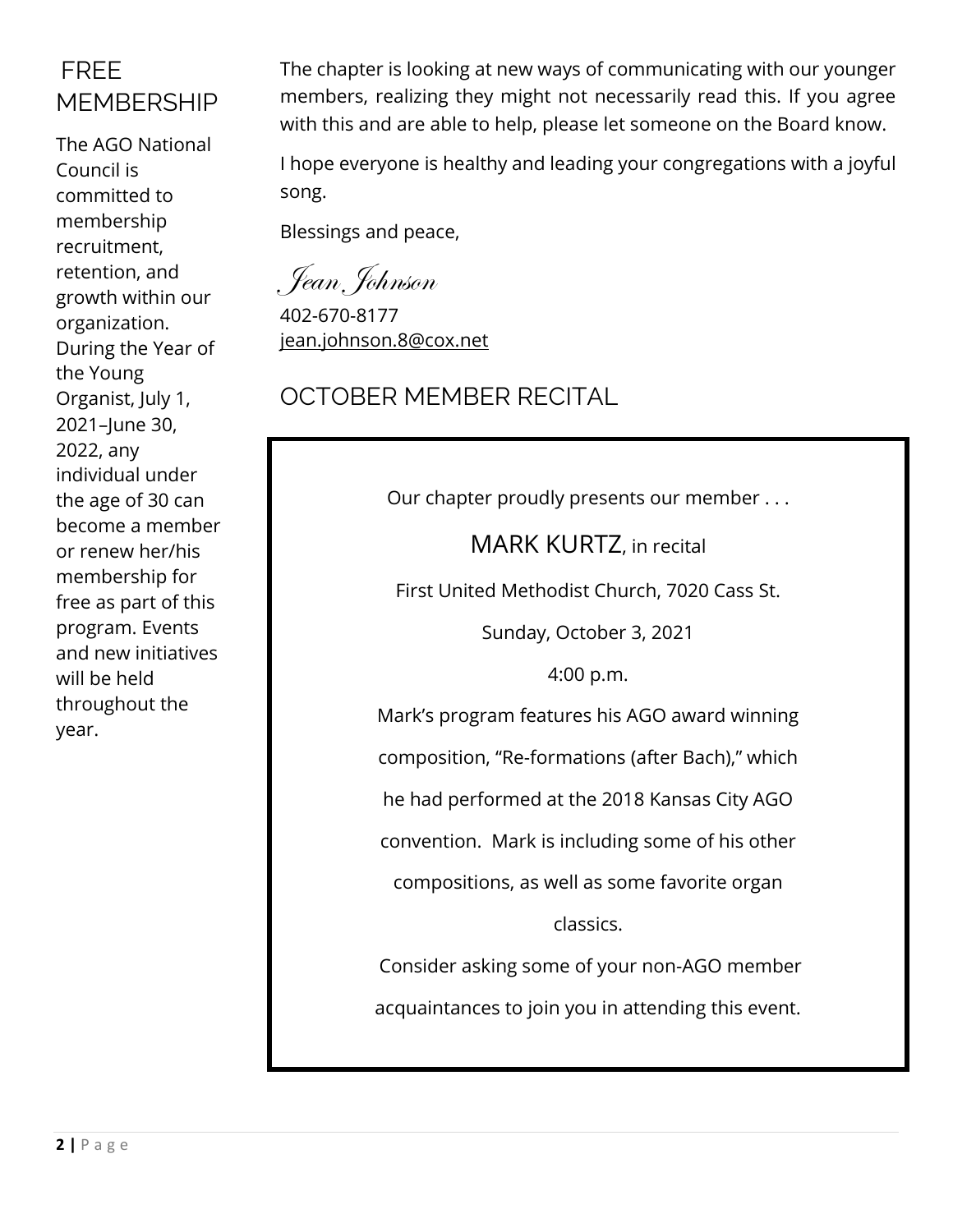## FREE MEMBERSHIP

The AGO National Council is committed to membership recruitment, retention, and growth within our organization. During the Year of the Young Organist, July 1, 2021–June 30, 2022, any individual under the age of 30 can become a member or renew her/his membership for free as part of this program. Events and new initiatives will be held throughout the year.

The chapter is looking at new ways of communicating with our younger members, realizing they might not necessarily read this. If you agree with this and are able to help, please let someone on the Board know.

I hope everyone is healthy and leading your congregations with a joyful song.

Blessings and peace,

*Jean Johnson*

402-670-8177
jean.johnson.8@cox.net

## OCTOBER MEMBER RECITAL

Our chapter proudly presents our member . . .

MARK KURTZ, in recital

First United Methodist Church, 7020 Cass St.

Sunday, October 3, 2021

4:00 p.m.

Mark's program features his AGO award winning composition, "Re-formations (after Bach)," which he had performed at the 2018 Kansas City AGO convention. Mark is including some of his other compositions, as well as some favorite organ classics.

Consider asking some of your non-AGO member acquaintances to join you in attending this event.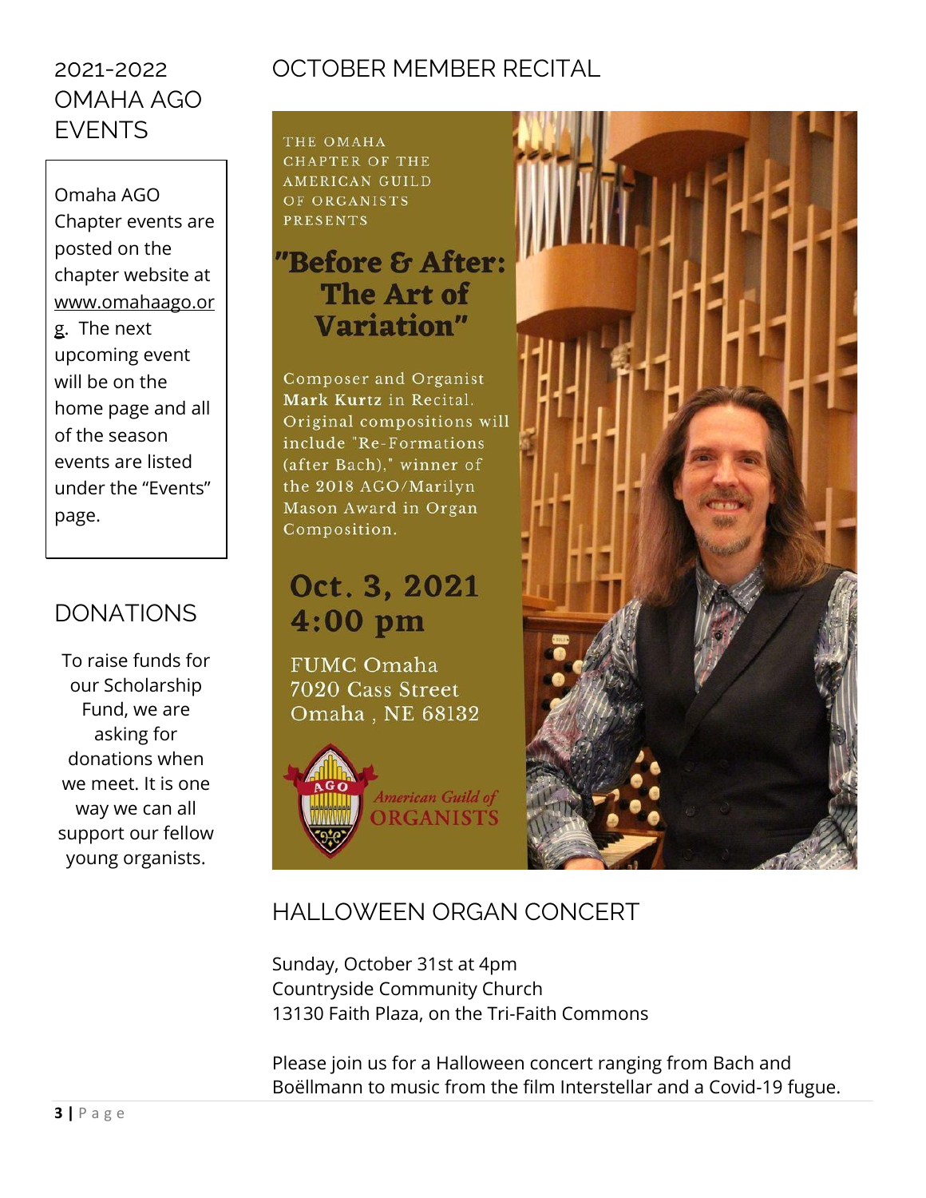## 2021-2022 OMAHA AGO EVENTS

Omaha AGO Chapter events are posted on the chapter website at www.omahaago.org. The next upcoming event will be on the home page and all of the season events are listed under the "Events" page.

## DONATIONS

To raise funds for our Scholarship Fund, we are asking for donations when we meet. It is one way we can all support our fellow young organists.

## OCTOBER MEMBER RECITAL

THE OMAHA CHAPTER OF THE AMERICAN GUILD OF ORGANISTS PRESENTS

### "Before & After: The Art of Variation"

Composer and Organist **Mark Kurtz** in Recital. Original compositions will include "Re-Formations (after Bach)," winner of the 2018 AGO/Marilyn Mason Award in Organ Composition.

**Oct. 3, 2021**
**4:00 pm**

FUMC Omaha
7020 Cass Street
Omaha , NE 68132

AGO American Guild of ORGANISTS

## HALLOWEEN ORGAN CONCERT

Sunday, October 31st at 4pm
Countryside Community Church
13130 Faith Plaza, on the Tri-Faith Commons

Please join us for a Halloween concert ranging from Bach and Boëllmann to music from the film Interstellar and a Covid-19 fugue.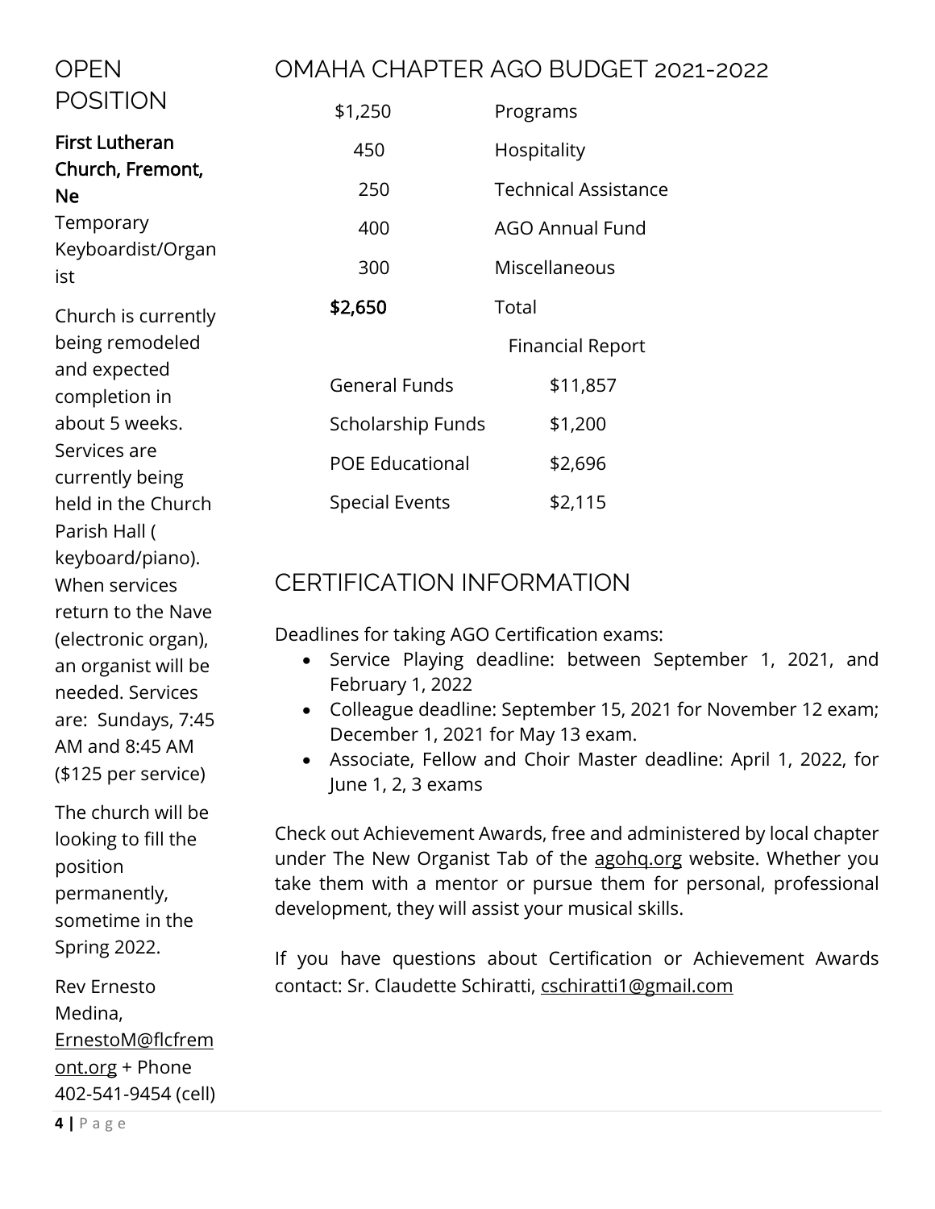## OPEN POSITION

**First Lutheran Church, Fremont, Ne**

Temporary Keyboardist/Organist

Church is currently being remodeled and expected completion in about 5 weeks. Services are currently being held in the Church Parish Hall ( keyboard/piano). When services return to the Nave (electronic organ), an organist will be needed. Services are: Sundays, 7:45 AM and 8:45 AM ($125 per service)

The church will be looking to fill the position permanently, sometime in the Spring 2022.

Rev Ernesto Medina, ErnestoM@flcfremont.org + Phone 402-541-9454 (cell)

## OMAHA CHAPTER AGO BUDGET 2021-2022

| | |
|---|---|
| $1,250 | Programs |
| 450 | Hospitality |
| 250 | Technical Assistance |
| 400 | AGO Annual Fund |
| 300 | Miscellaneous |
| **$2,650** | Total |

Financial Report

| | |
|---|---|
| General Funds | $11,857 |
| Scholarship Funds | $1,200 |
| POE Educational | $2,696 |
| Special Events | $2,115 |

## CERTIFICATION INFORMATION

Deadlines for taking AGO Certification exams:

- Service Playing deadline: between September 1, 2021, and February 1, 2022
- Colleague deadline: September 15, 2021 for November 12 exam; December 1, 2021 for May 13 exam.
- Associate, Fellow and Choir Master deadline: April 1, 2022, for June 1, 2, 3 exams

Check out Achievement Awards, free and administered by local chapter under The New Organist Tab of the agohq.org website. Whether you take them with a mentor or pursue them for personal, professional development, they will assist your musical skills.

If you have questions about Certification or Achievement Awards contact: Sr. Claudette Schiratti, cschiratti1@gmail.com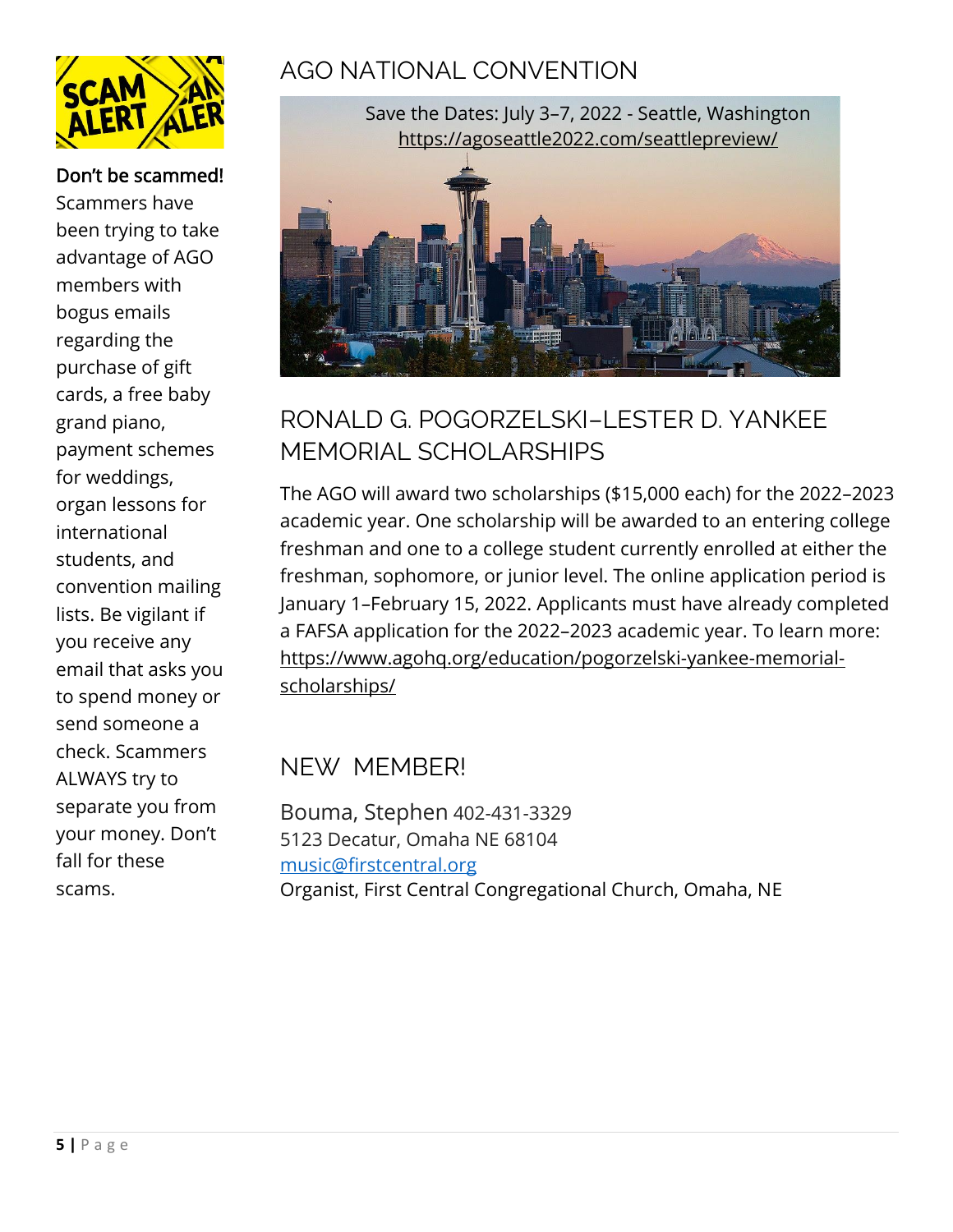**Don't be scammed!** Scammers have been trying to take advantage of AGO members with bogus emails regarding the purchase of gift cards, a free baby grand piano, payment schemes for weddings, organ lessons for international students, and convention mailing lists. Be vigilant if you receive any email that asks you to spend money or send someone a check. Scammers ALWAYS try to separate you from your money. Don't fall for these scams.

## AGO NATIONAL CONVENTION

Save the Dates: July 3–7, 2022 - Seattle, Washington
https://agoseattle2022.com/seattlepreview/

## RONALD G. POGORZELSKI–LESTER D. YANKEE MEMORIAL SCHOLARSHIPS

The AGO will award two scholarships ($15,000 each) for the 2022–2023 academic year. One scholarship will be awarded to an entering college freshman and one to a college student currently enrolled at either the freshman, sophomore, or junior level. The online application period is January 1–February 15, 2022. Applicants must have already completed a FAFSA application for the 2022–2023 academic year. To learn more: https://www.agohq.org/education/pogorzelski-yankee-memorial-scholarships/

## NEW MEMBER!

Bouma, Stephen 402-431-3329
5123 Decatur, Omaha NE 68104
music@firstcentral.org
Organist, First Central Congregational Church, Omaha, NE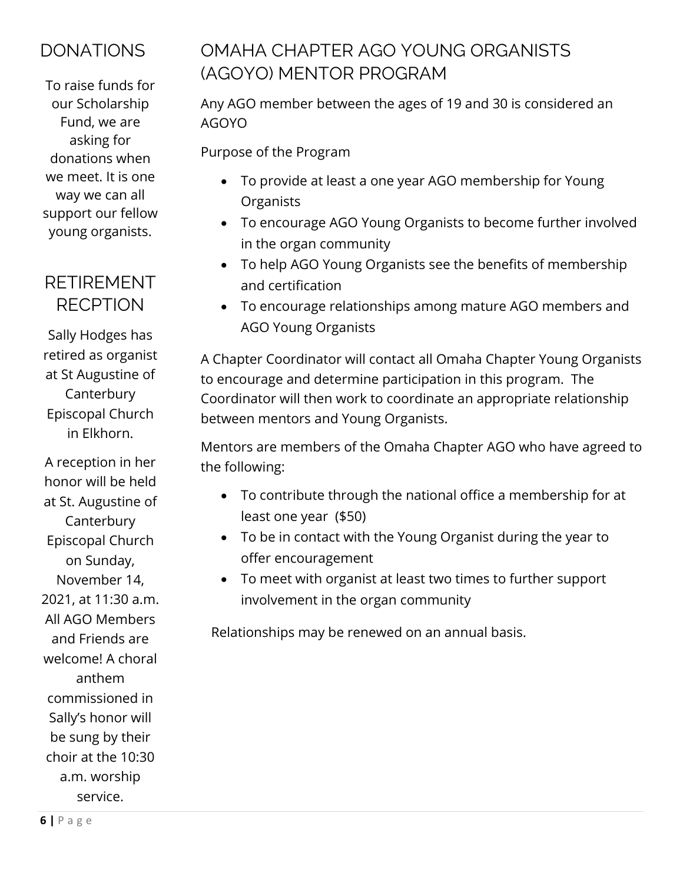## DONATIONS

To raise funds for our Scholarship Fund, we are asking for donations when we meet. It is one way we can all support our fellow young organists.

## RETIREMENT RECPTION

Sally Hodges has retired as organist at St Augustine of Canterbury Episcopal Church in Elkhorn.

A reception in her honor will be held at St. Augustine of Canterbury Episcopal Church on Sunday, November 14, 2021, at 11:30 a.m. All AGO Members and Friends are welcome! A choral anthem commissioned in Sally's honor will be sung by their choir at the 10:30 a.m. worship service.

## OMAHA CHAPTER AGO YOUNG ORGANISTS (AGOYO) MENTOR PROGRAM

Any AGO member between the ages of 19 and 30 is considered an AGOYO

Purpose of the Program

- To provide at least a one year AGO membership for Young Organists
- To encourage AGO Young Organists to become further involved in the organ community
- To help AGO Young Organists see the benefits of membership and certification
- To encourage relationships among mature AGO members and AGO Young Organists

A Chapter Coordinator will contact all Omaha Chapter Young Organists to encourage and determine participation in this program. The Coordinator will then work to coordinate an appropriate relationship between mentors and Young Organists.

Mentors are members of the Omaha Chapter AGO who have agreed to the following:

- To contribute through the national office a membership for at least one year ($50)
- To be in contact with the Young Organist during the year to offer encouragement
- To meet with organist at least two times to further support involvement in the organ community

Relationships may be renewed on an annual basis.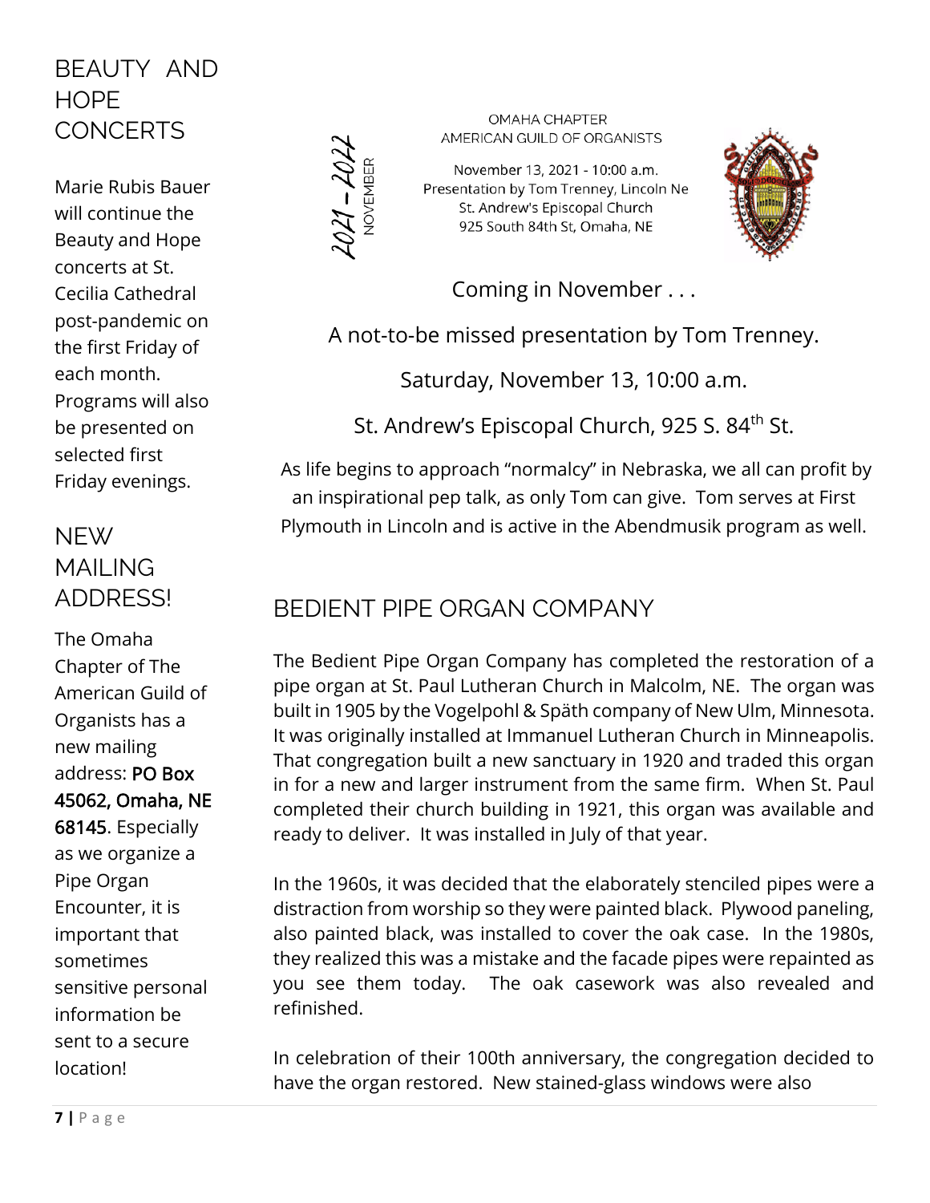## BEAUTY AND HOPE CONCERTS

Marie Rubis Bauer will continue the Beauty and Hope concerts at St. Cecilia Cathedral post-pandemic on the first Friday of each month. Programs will also be presented on selected first Friday evenings.

## NEW MAILING ADDRESS!

The Omaha Chapter of The American Guild of Organists has a new mailing address: **PO Box 45062, Omaha, NE 68145**. Especially as we organize a Pipe Organ Encounter, it is important that sometimes sensitive personal information be sent to a secure location!

2021 – 2022 NOVEMBER

OMAHA CHAPTER
AMERICAN GUILD OF ORGANISTS

November 13, 2021 - 10:00 a.m.
Presentation by Tom Trenney, Lincoln Ne
St. Andrew's Episcopal Church
925 South 84th St, Omaha, NE

Coming in November . . .

A not-to-be missed presentation by Tom Trenney.

Saturday, November 13, 10:00 a.m.

St. Andrew's Episcopal Church, 925 S. 84th St.

As life begins to approach "normalcy" in Nebraska, we all can profit by an inspirational pep talk, as only Tom can give. Tom serves at First Plymouth in Lincoln and is active in the Abendmusik program as well.

## BEDIENT PIPE ORGAN COMPANY

The Bedient Pipe Organ Company has completed the restoration of a pipe organ at St. Paul Lutheran Church in Malcolm, NE. The organ was built in 1905 by the Vogelpohl & Späth company of New Ulm, Minnesota. It was originally installed at Immanuel Lutheran Church in Minneapolis. That congregation built a new sanctuary in 1920 and traded this organ in for a new and larger instrument from the same firm. When St. Paul completed their church building in 1921, this organ was available and ready to deliver. It was installed in July of that year.

In the 1960s, it was decided that the elaborately stenciled pipes were a distraction from worship so they were painted black. Plywood paneling, also painted black, was installed to cover the oak case. In the 1980s, they realized this was a mistake and the facade pipes were repainted as you see them today. The oak casework was also revealed and refinished.

In celebration of their 100th anniversary, the congregation decided to have the organ restored. New stained-glass windows were also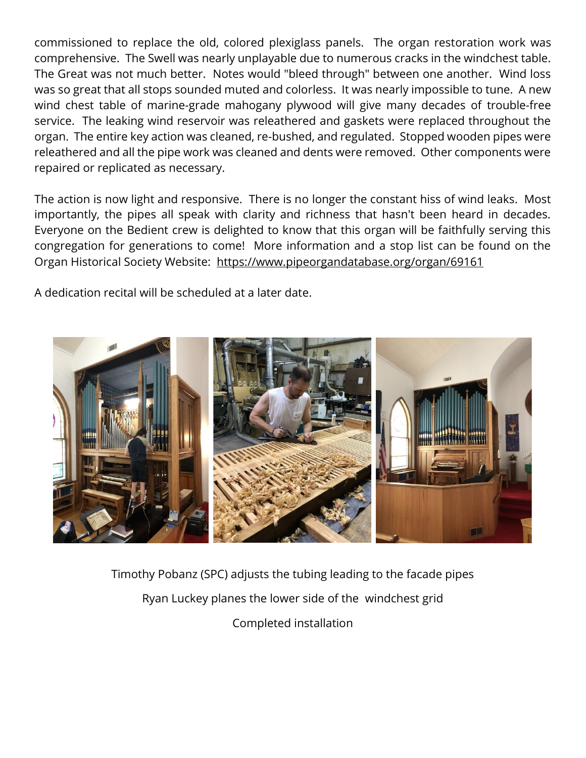commissioned to replace the old, colored plexiglass panels. The organ restoration work was comprehensive. The Swell was nearly unplayable due to numerous cracks in the windchest table. The Great was not much better. Notes would "bleed through" between one another. Wind loss was so great that all stops sounded muted and colorless. It was nearly impossible to tune. A new wind chest table of marine-grade mahogany plywood will give many decades of trouble-free service. The leaking wind reservoir was releathered and gaskets were replaced throughout the organ. The entire key action was cleaned, re-bushed, and regulated. Stopped wooden pipes were releathered and all the pipe work was cleaned and dents were removed. Other components were repaired or replicated as necessary.

The action is now light and responsive. There is no longer the constant hiss of wind leaks. Most importantly, the pipes all speak with clarity and richness that hasn't been heard in decades. Everyone on the Bedient crew is delighted to know that this organ will be faithfully serving this congregation for generations to come! More information and a stop list can be found on the Organ Historical Society Website: https://www.pipeorgandatabase.org/organ/69161

A dedication recital will be scheduled at a later date.

Timothy Pobanz (SPC) adjusts the tubing leading to the facade pipes

Ryan Luckey planes the lower side of the windchest grid

Completed installation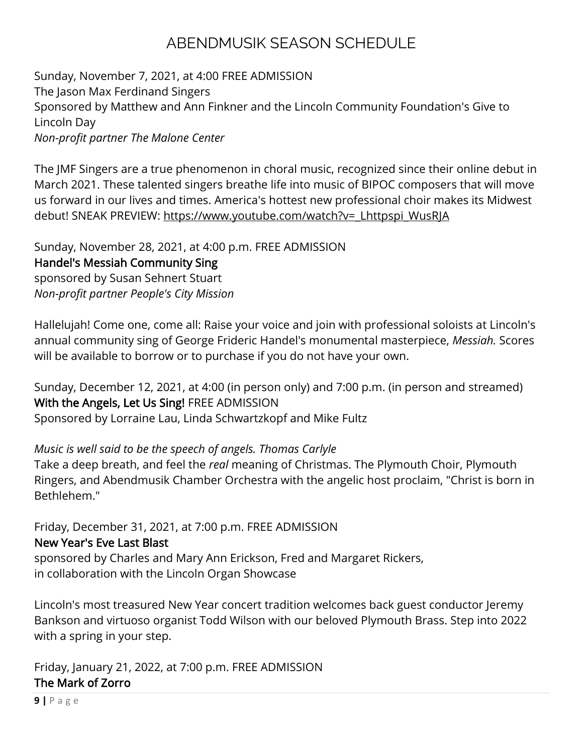# ABENDMUSIK SEASON SCHEDULE

Sunday, November 7, 2021, at 4:00 FREE ADMISSION
The Jason Max Ferdinand Singers
Sponsored by Matthew and Ann Finkner and the Lincoln Community Foundation's Give to Lincoln Day
*Non-profit partner The Malone Center*

The JMF Singers are a true phenomenon in choral music, recognized since their online debut in March 2021. These talented singers breathe life into music of BIPOC composers that will move us forward in our lives and times. America's hottest new professional choir makes its Midwest debut! SNEAK PREVIEW: https://www.youtube.com/watch?v=_Lhttpspi_WusRJA

Sunday, November 28, 2021, at 4:00 p.m. FREE ADMISSION
**Handel's Messiah Community Sing**
sponsored by Susan Sehnert Stuart
*Non-profit partner People's City Mission*

Hallelujah! Come one, come all: Raise your voice and join with professional soloists at Lincoln's annual community sing of George Frideric Handel's monumental masterpiece, *Messiah.* Scores will be available to borrow or to purchase if you do not have your own.

Sunday, December 12, 2021, at 4:00 (in person only) and 7:00 p.m. (in person and streamed)
**With the Angels, Let Us Sing!** FREE ADMISSION
Sponsored by Lorraine Lau, Linda Schwartzkopf and Mike Fultz

*Music is well said to be the speech of angels. Thomas Carlyle*
Take a deep breath, and feel the *real* meaning of Christmas. The Plymouth Choir, Plymouth Ringers, and Abendmusik Chamber Orchestra with the angelic host proclaim, "Christ is born in Bethlehem."

Friday, December 31, 2021, at 7:00 p.m. FREE ADMISSION
**New Year's Eve Last Blast**
sponsored by Charles and Mary Ann Erickson, Fred and Margaret Rickers,
in collaboration with the Lincoln Organ Showcase

Lincoln's most treasured New Year concert tradition welcomes back guest conductor Jeremy Bankson and virtuoso organist Todd Wilson with our beloved Plymouth Brass. Step into 2022 with a spring in your step.

Friday, January 21, 2022, at 7:00 p.m. FREE ADMISSION
**The Mark of Zorro**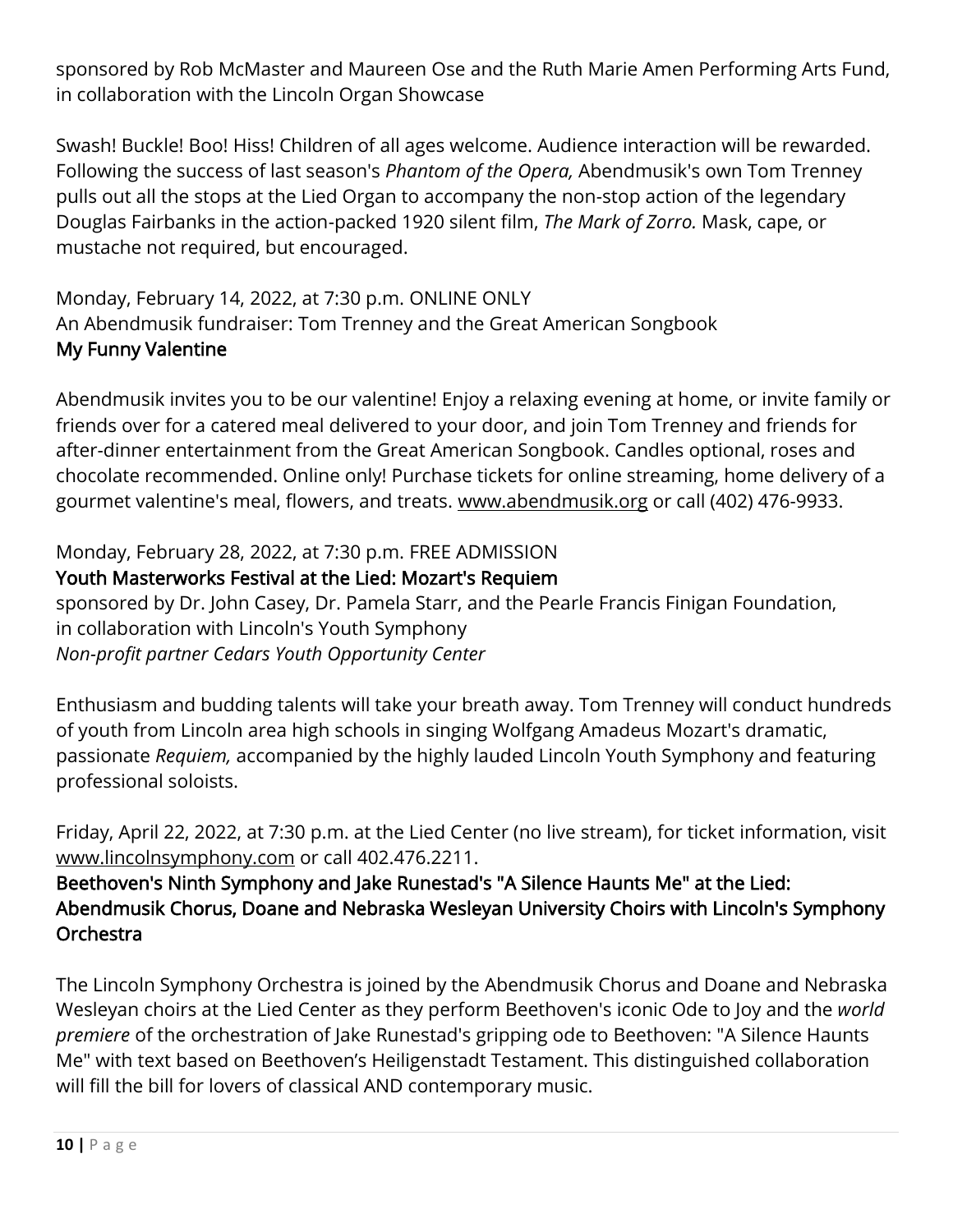sponsored by Rob McMaster and Maureen Ose and the Ruth Marie Amen Performing Arts Fund, in collaboration with the Lincoln Organ Showcase

Swash! Buckle! Boo! Hiss! Children of all ages welcome. Audience interaction will be rewarded. Following the success of last season's *Phantom of the Opera,* Abendmusik's own Tom Trenney pulls out all the stops at the Lied Organ to accompany the non-stop action of the legendary Douglas Fairbanks in the action-packed 1920 silent film, *The Mark of Zorro.* Mask, cape, or mustache not required, but encouraged.

Monday, February 14, 2022, at 7:30 p.m. ONLINE ONLY
An Abendmusik fundraiser: Tom Trenney and the Great American Songbook
**My Funny Valentine**

Abendmusik invites you to be our valentine! Enjoy a relaxing evening at home, or invite family or friends over for a catered meal delivered to your door, and join Tom Trenney and friends for after-dinner entertainment from the Great American Songbook. Candles optional, roses and chocolate recommended. Online only! Purchase tickets for online streaming, home delivery of a gourmet valentine's meal, flowers, and treats. www.abendmusik.org or call (402) 476-9933.

Monday, February 28, 2022, at 7:30 p.m. FREE ADMISSION
**Youth Masterworks Festival at the Lied: Mozart's Requiem**
sponsored by Dr. John Casey, Dr. Pamela Starr, and the Pearle Francis Finigan Foundation, in collaboration with Lincoln's Youth Symphony
*Non-profit partner Cedars Youth Opportunity Center*

Enthusiasm and budding talents will take your breath away. Tom Trenney will conduct hundreds of youth from Lincoln area high schools in singing Wolfgang Amadeus Mozart's dramatic, passionate *Requiem,* accompanied by the highly lauded Lincoln Youth Symphony and featuring professional soloists.

Friday, April 22, 2022, at 7:30 p.m. at the Lied Center (no live stream), for ticket information, visit www.lincolnsymphony.com or call 402.476.2211.
**Beethoven's Ninth Symphony and Jake Runestad's "A Silence Haunts Me" at the Lied: Abendmusik Chorus, Doane and Nebraska Wesleyan University Choirs with Lincoln's Symphony Orchestra**

The Lincoln Symphony Orchestra is joined by the Abendmusik Chorus and Doane and Nebraska Wesleyan choirs at the Lied Center as they perform Beethoven's iconic Ode to Joy and the *world premiere* of the orchestration of Jake Runestad's gripping ode to Beethoven: "A Silence Haunts Me" with text based on Beethoven's Heiligenstadt Testament. This distinguished collaboration will fill the bill for lovers of classical AND contemporary music.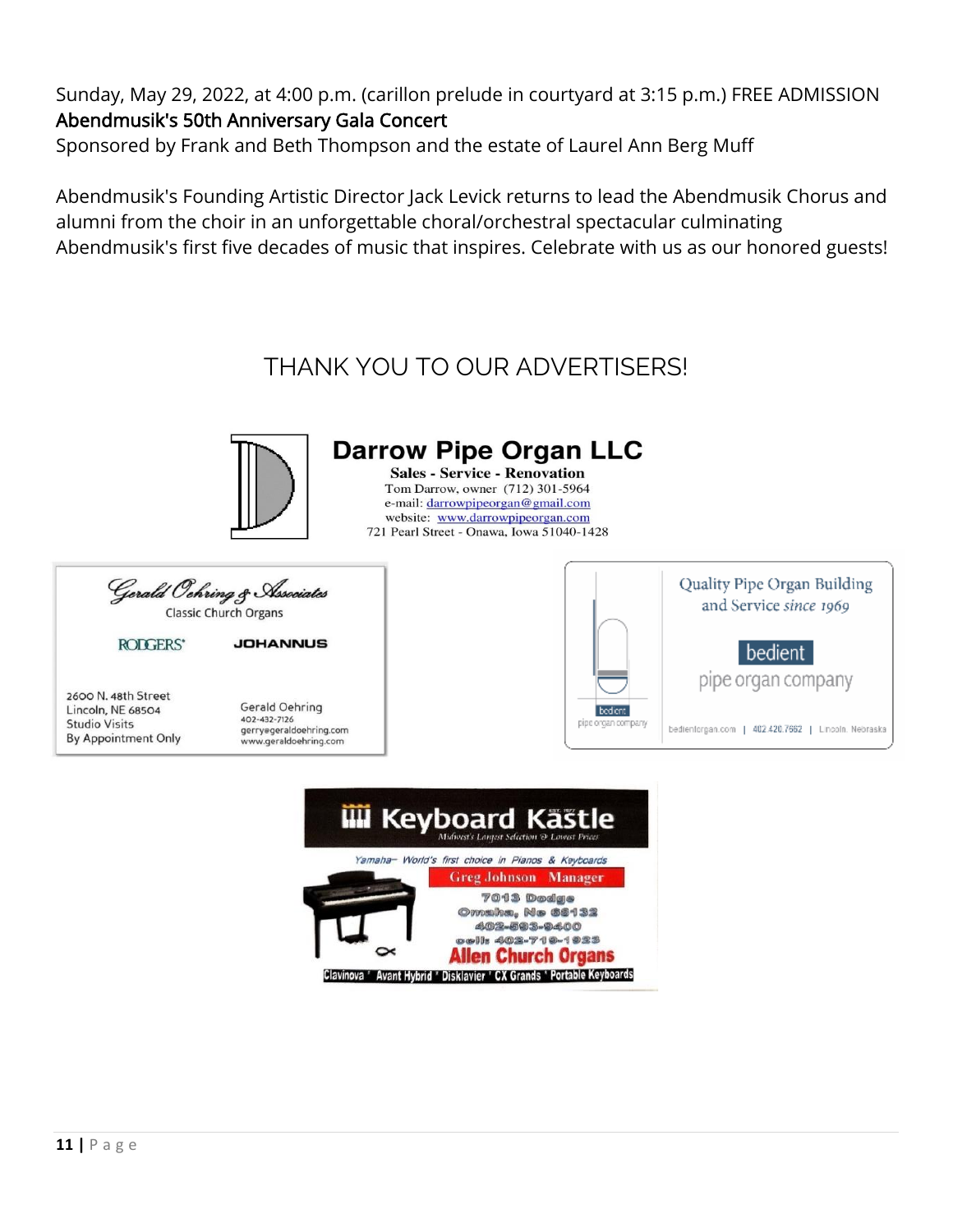Sunday, May 29, 2022, at 4:00 p.m. (carillon prelude in courtyard at 3:15 p.m.) FREE ADMISSION

**Abendmusik's 50th Anniversary Gala Concert**

Sponsored by Frank and Beth Thompson and the estate of Laurel Ann Berg Muff

Abendmusik's Founding Artistic Director Jack Levick returns to lead the Abendmusik Chorus and alumni from the choir in an unforgettable choral/orchestral spectacular culminating Abendmusik's first five decades of music that inspires. Celebrate with us as our honored guests!

## THANK YOU TO OUR ADVERTISERS!

**Darrow Pipe Organ LLC**

**Sales - Service - Renovation**

Tom Darrow, owner (712) 301-5964

e-mail: darrowpipeorgan@gmail.com

website: www.darrowpipeorgan.com

721 Pearl Street - Onawa, Iowa 51040-1428

*Gerald Oehring & Associates*

Classic Church Organs

RODGERS® JOHANNUS

2600 N. 48th Street
Lincoln, NE 68504
Studio Visits
By Appointment Only

Gerald Oehring
402-432-7126
gerry@geraldoehring.com
www.geraldoehring.com

Quality Pipe Organ Building and Service *since 1969*

bedient pipe organ company

bedientorgan.com | 402.420.7662 | Lincoln, Nebraska

**Keyboard Kastle**

EST. 1977

*Midwest's Largest Selection & Lowest Prices*

*Yamaha– World's first choice in Pianos & Keyboards*

Greg Johnson Manager

7013 Dodge
Omaha, Ne 68132
402-593-9400
cell: 402-719-1923

**Allen Church Organs**

Clavinova * Avant Hybrid * Disklavier * CX Grands * Portable Keyboards